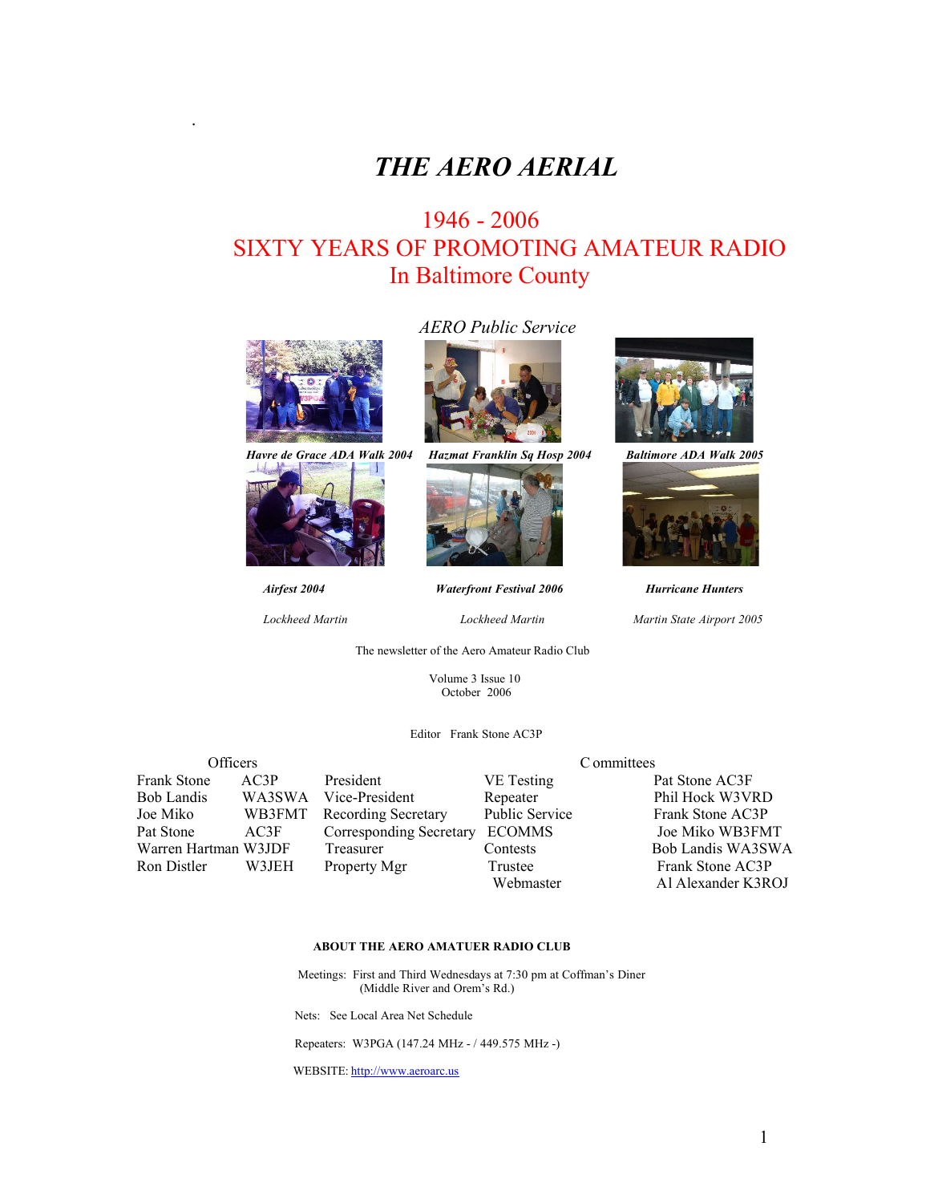# THE AERO AERIAL

## 1946 - 2006
## SIXTY YEARS OF PROMOTING AMATEUR RADIO
## In Baltimore County

*AERO Public Service*

***Havre de Grace ADA Walk 2004*** | ***Hazmat Franklin Sq Hosp 2004*** | ***Baltimore ADA Walk 2005***

***Airfest 2004*** — *Lockheed Martin*

***Waterfront Festival 2006*** — *Lockheed Martin*

***Hurricane Hunters*** — *Martin State Airport 2005*

The newsletter of the Aero Amateur Radio Club

Volume 3 Issue 10
October 2006

Editor Frank Stone AC3P

**Officers**

| Name | Call | Office |
|---|---|---|
| Frank Stone | AC3P | President |
| Bob Landis | WA3SWA | Vice-President |
| Joe Miko | WB3FMT | Recording Secretary |
| Pat Stone | AC3F | Corresponding Secretary |
| Warren Hartman | W3JDF | Treasurer |
| Ron Distler | W3JEH | Property Mgr |

**Committees**

| Committee | Member |
|---|---|
| VE Testing | Pat Stone AC3F |
| Repeater | Phil Hock W3VRD |
| Public Service | Frank Stone AC3P |
| ECOMMS | Joe Miko WB3FMT |
| Contests | Bob Landis WA3SWA |
| Trustee | Frank Stone AC3P |
| Webmaster | Al Alexander K3ROJ |

**ABOUT THE AERO AMATUER RADIO CLUB**

Meetings: First and Third Wednesdays at 7:30 pm at Coffman's Diner
(Middle River and Orem's Rd.)

Nets: See Local Area Net Schedule

Repeaters: W3PGA (147.24 MHz - / 449.575 MHz -)

WEBSITE: http://www.aeroarc.us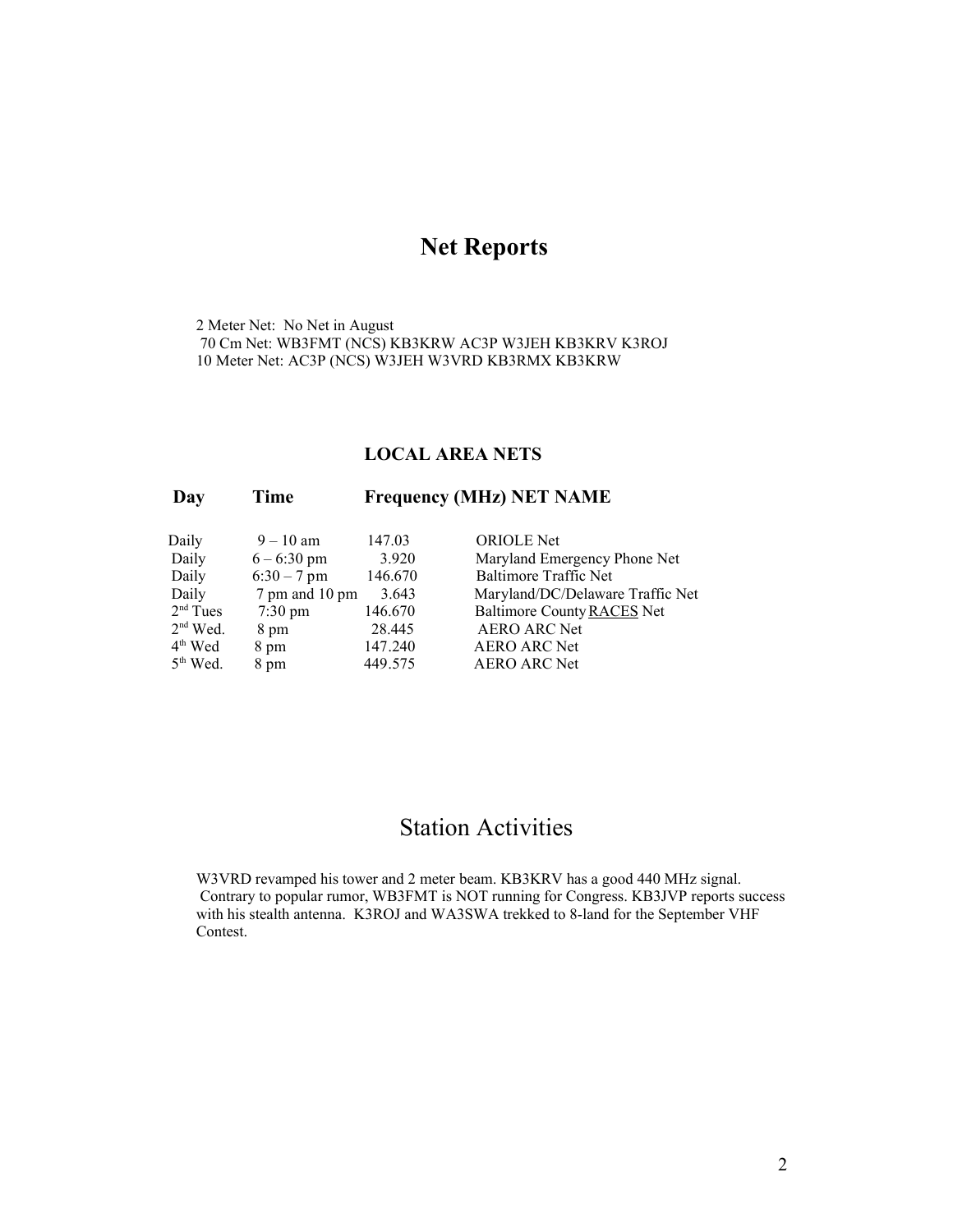# Net Reports

2 Meter Net: No Net in August
70 Cm Net: WB3FMT (NCS) KB3KRW AC3P W3JEH KB3KRV K3ROJ
10 Meter Net: AC3P (NCS) W3JEH W3VRD KB3RMX KB3KRW

## LOCAL AREA NETS

| Day | Time | Frequency (MHz) | NET NAME |
|---|---|---|---|
| Daily | 9 – 10 am | 147.03 | ORIOLE Net |
| Daily | 6 – 6:30 pm | 3.920 | Maryland Emergency Phone Net |
| Daily | 6:30 – 7 pm | 146.670 | Baltimore Traffic Net |
| Daily | 7 pm and 10 pm | 3.643 | Maryland/DC/Delaware Traffic Net |
| 2nd Tues | 7:30 pm | 146.670 | Baltimore County RACES Net |
| 2nd Wed. | 8 pm | 28.445 | AERO ARC Net |
| 4th Wed | 8 pm | 147.240 | AERO ARC Net |
| 5th Wed. | 8 pm | 449.575 | AERO ARC Net |

# Station Activities

W3VRD revamped his tower and 2 meter beam. KB3KRV has a good 440 MHz signal. Contrary to popular rumor, WB3FMT is NOT running for Congress. KB3JVP reports success with his stealth antenna. K3ROJ and WA3SWA trekked to 8-land for the September VHF Contest.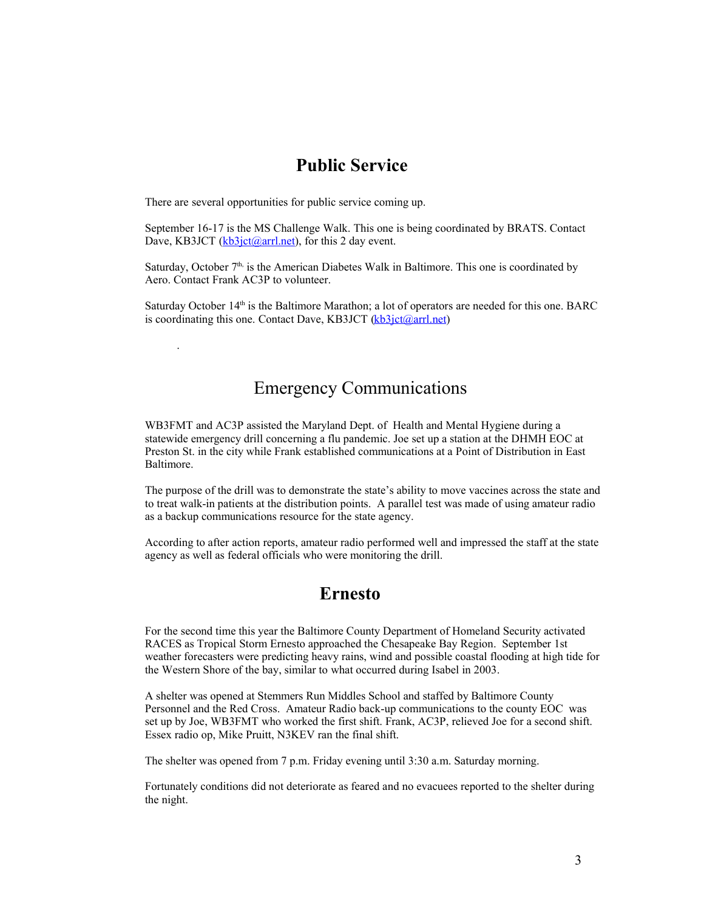## Public Service

There are several opportunities for public service coming up.

September 16-17 is the MS Challenge Walk. This one is being coordinated by BRATS. Contact Dave, KB3JCT (kb3jct@arrl.net), for this 2 day event.

Saturday, October 7th, is the American Diabetes Walk in Baltimore. This one is coordinated by Aero. Contact Frank AC3P to volunteer.

Saturday October 14th is the Baltimore Marathon; a lot of operators are needed for this one. BARC is coordinating this one. Contact Dave, KB3JCT (kb3jct@arrl.net)

.

## Emergency Communications

WB3FMT and AC3P assisted the Maryland Dept. of Health and Mental Hygiene during a statewide emergency drill concerning a flu pandemic. Joe set up a station at the DHMH EOC at Preston St. in the city while Frank established communications at a Point of Distribution in East Baltimore.

The purpose of the drill was to demonstrate the state's ability to move vaccines across the state and to treat walk-in patients at the distribution points. A parallel test was made of using amateur radio as a backup communications resource for the state agency.

According to after action reports, amateur radio performed well and impressed the staff at the state agency as well as federal officials who were monitoring the drill.

## Ernesto

For the second time this year the Baltimore County Department of Homeland Security activated RACES as Tropical Storm Ernesto approached the Chesapeake Bay Region. September 1st weather forecasters were predicting heavy rains, wind and possible coastal flooding at high tide for the Western Shore of the bay, similar to what occurred during Isabel in 2003.

A shelter was opened at Stemmers Run Middles School and staffed by Baltimore County Personnel and the Red Cross. Amateur Radio back-up communications to the county EOC was set up by Joe, WB3FMT who worked the first shift. Frank, AC3P, relieved Joe for a second shift. Essex radio op, Mike Pruitt, N3KEV ran the final shift.

The shelter was opened from 7 p.m. Friday evening until 3:30 a.m. Saturday morning.

Fortunately conditions did not deteriorate as feared and no evacuees reported to the shelter during the night.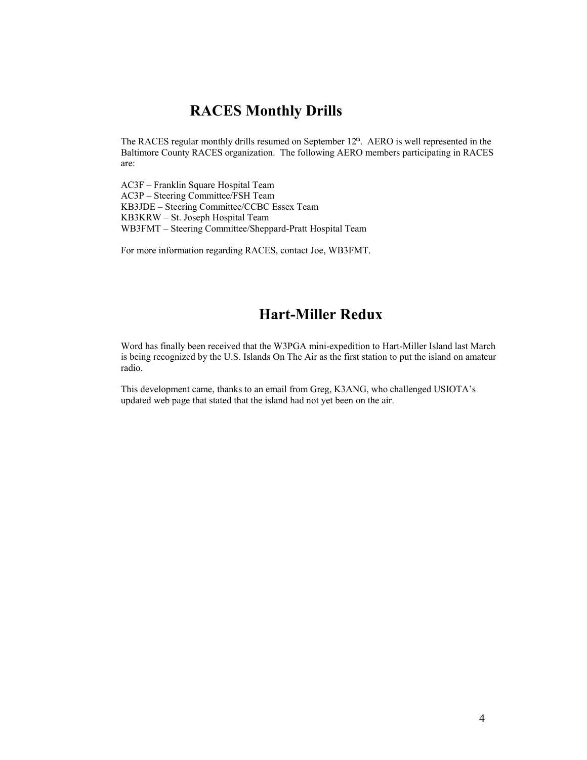# RACES Monthly Drills

The RACES regular monthly drills resumed on September 12th. AERO is well represented in the Baltimore County RACES organization. The following AERO members participating in RACES are:

AC3F – Franklin Square Hospital Team
AC3P – Steering Committee/FSH Team
KB3JDE – Steering Committee/CCBC Essex Team
KB3KRW – St. Joseph Hospital Team
WB3FMT – Steering Committee/Sheppard-Pratt Hospital Team

For more information regarding RACES, contact Joe, WB3FMT.

# Hart-Miller Redux

Word has finally been received that the W3PGA mini-expedition to Hart-Miller Island last March is being recognized by the U.S. Islands On The Air as the first station to put the island on amateur radio.

This development came, thanks to an email from Greg, K3ANG, who challenged USIOTA's updated web page that stated that the island had not yet been on the air.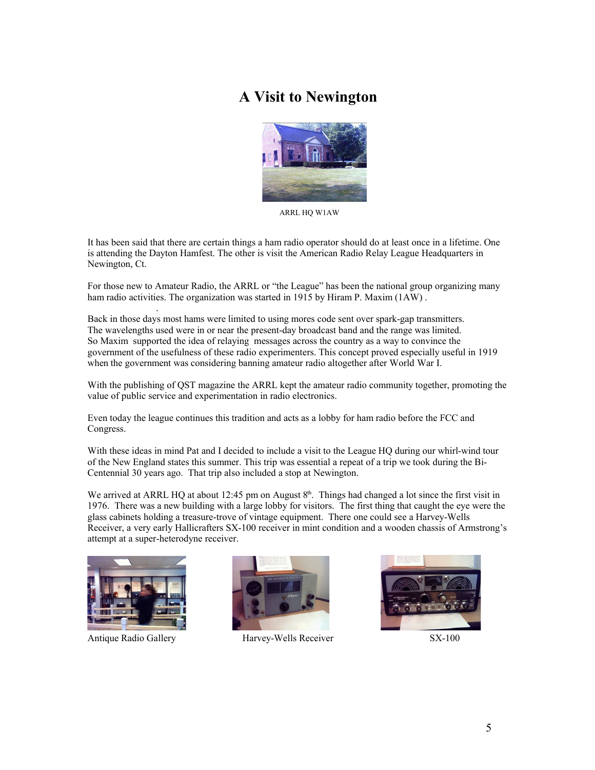# A Visit to Newington

ARRL HQ W1AW

It has been said that there are certain things a ham radio operator should do at least once in a lifetime. One is attending the Dayton Hamfest. The other is visit the American Radio Relay League Headquarters in Newington, Ct.

For those new to Amateur Radio, the ARRL or "the League" has been the national group organizing many ham radio activities. The organization was started in 1915 by Hiram P. Maxim (1AW) .

Back in those days most hams were limited to using mores code sent over spark-gap transmitters. The wavelengths used were in or near the present-day broadcast band and the range was limited. So Maxim supported the idea of relaying messages across the country as a way to convince the government of the usefulness of these radio experimenters. This concept proved especially useful in 1919 when the government was considering banning amateur radio altogether after World War I.

With the publishing of QST magazine the ARRL kept the amateur radio community together, promoting the value of public service and experimentation in radio electronics.

Even today the league continues this tradition and acts as a lobby for ham radio before the FCC and Congress.

With these ideas in mind Pat and I decided to include a visit to the League HQ during our whirl-wind tour of the New England states this summer. This trip was essential a repeat of a trip we took during the Bi-Centennial 30 years ago. That trip also included a stop at Newington.

We arrived at ARRL HQ at about 12:45 pm on August 8th. Things had changed a lot since the first visit in 1976. There was a new building with a large lobby for visitors. The first thing that caught the eye were the glass cabinets holding a treasure-trove of vintage equipment. There one could see a Harvey-Wells Receiver, a very early Hallicrafters SX-100 receiver in mint condition and a wooden chassis of Armstrong's attempt at a super-heterodyne receiver.

Antique Radio Gallery

Harvey-Wells Receiver

SX-100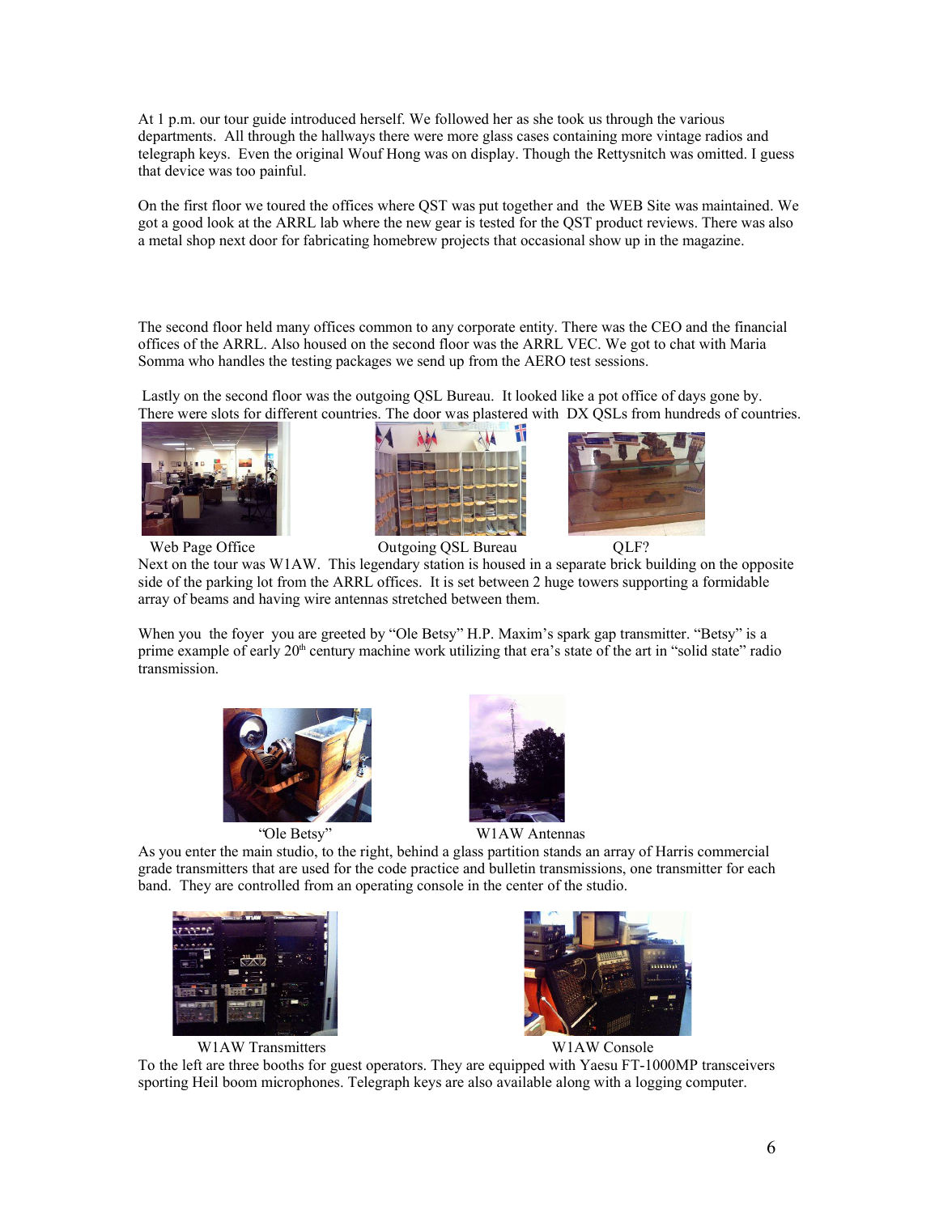At 1 p.m. our tour guide introduced herself. We followed her as she took us through the various departments. All through the hallways there were more glass cases containing more vintage radios and telegraph keys. Even the original Wouf Hong was on display. Though the Rettysnitch was omitted. I guess that device was too painful.

On the first floor we toured the offices where QST was put together and the WEB Site was maintained. We got a good look at the ARRL lab where the new gear is tested for the QST product reviews. There was also a metal shop next door for fabricating homebrew projects that occasional show up in the magazine.

The second floor held many offices common to any corporate entity. There was the CEO and the financial offices of the ARRL. Also housed on the second floor was the ARRL VEC. We got to chat with Maria Somma who handles the testing packages we send up from the AERO test sessions.

Lastly on the second floor was the outgoing QSL Bureau. It looked like a pot office of days gone by. There were slots for different countries. The door was plastered with DX QSLs from hundreds of countries.

Web Page Office

Outgoing QSL Bureau

QLF?

Next on the tour was W1AW. This legendary station is housed in a separate brick building on the opposite side of the parking lot from the ARRL offices. It is set between 2 huge towers supporting a formidable array of beams and having wire antennas stretched between them.

When you the foyer you are greeted by "Ole Betsy" H.P. Maxim's spark gap transmitter. "Betsy" is a prime example of early 20th century machine work utilizing that era's state of the art in "solid state" radio transmission.

"Ole Betsy"

W1AW Antennas

As you enter the main studio, to the right, behind a glass partition stands an array of Harris commercial grade transmitters that are used for the code practice and bulletin transmissions, one transmitter for each band. They are controlled from an operating console in the center of the studio.

W1AW Transmitters

W1AW Console

To the left are three booths for guest operators. They are equipped with Yaesu FT-1000MP transceivers sporting Heil boom microphones. Telegraph keys are also available along with a logging computer.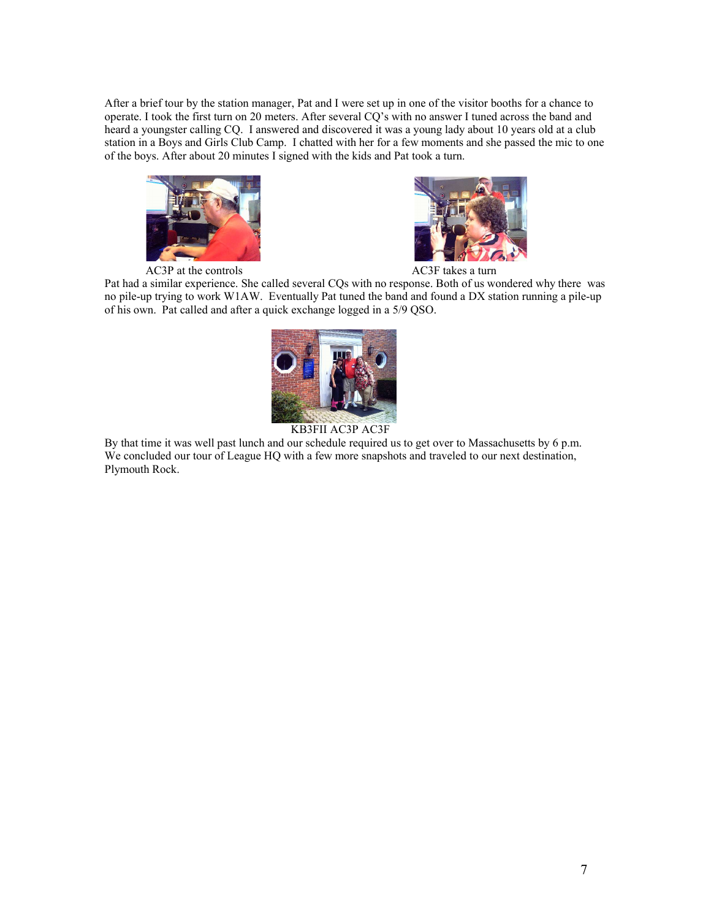After a brief tour by the station manager, Pat and I were set up in one of the visitor booths for a chance to operate. I took the first turn on 20 meters. After several CQ's with no answer I tuned across the band and heard a youngster calling CQ. I answered and discovered it was a young lady about 10 years old at a club station in a Boys and Girls Club Camp. I chatted with her for a few moments and she passed the mic to one of the boys. After about 20 minutes I signed with the kids and Pat took a turn.

AC3P at the controls

AC3F takes a turn

Pat had a similar experience. She called several CQs with no response. Both of us wondered why there was no pile-up trying to work W1AW. Eventually Pat tuned the band and found a DX station running a pile-up of his own. Pat called and after a quick exchange logged in a 5/9 QSO.

KB3FII AC3P AC3F

By that time it was well past lunch and our schedule required us to get over to Massachusetts by 6 p.m. We concluded our tour of League HQ with a few more snapshots and traveled to our next destination, Plymouth Rock.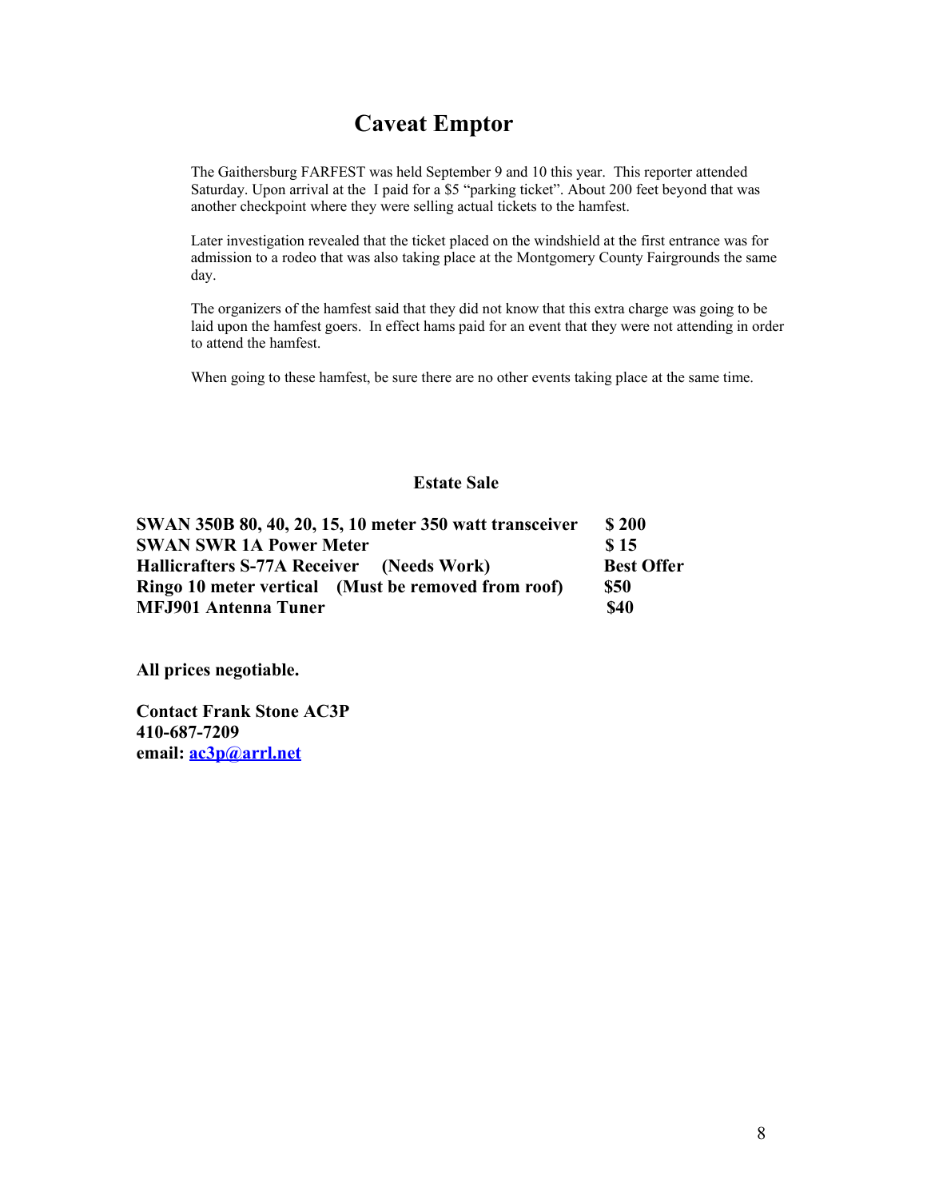# Caveat Emptor

The Gaithersburg FARFEST was held September 9 and 10 this year. This reporter attended Saturday. Upon arrival at the I paid for a $5 "parking ticket". About 200 feet beyond that was another checkpoint where they were selling actual tickets to the hamfest.

Later investigation revealed that the ticket placed on the windshield at the first entrance was for admission to a rodeo that was also taking place at the Montgomery County Fairgrounds the same day.

The organizers of the hamfest said that they did not know that this extra charge was going to be laid upon the hamfest goers. In effect hams paid for an event that they were not attending in order to attend the hamfest.

When going to these hamfest, be sure there are no other events taking place at the same time.

## Estate Sale

| | |
|---|---|
| **SWAN 350B 80, 40, 20, 15, 10 meter 350 watt transceiver** | **$ 200** |
| **SWAN SWR 1A Power Meter** | **$ 15** |
| **Hallicrafters S-77A Receiver (Needs Work)** | **Best Offer** |
| **Ringo 10 meter vertical (Must be removed from roof)** | **$50** |
| **MFJ901 Antenna Tuner** | **$40** |

**All prices negotiable.**

**Contact Frank Stone AC3P**
**410-687-7209**
**email: ac3p@arrl.net**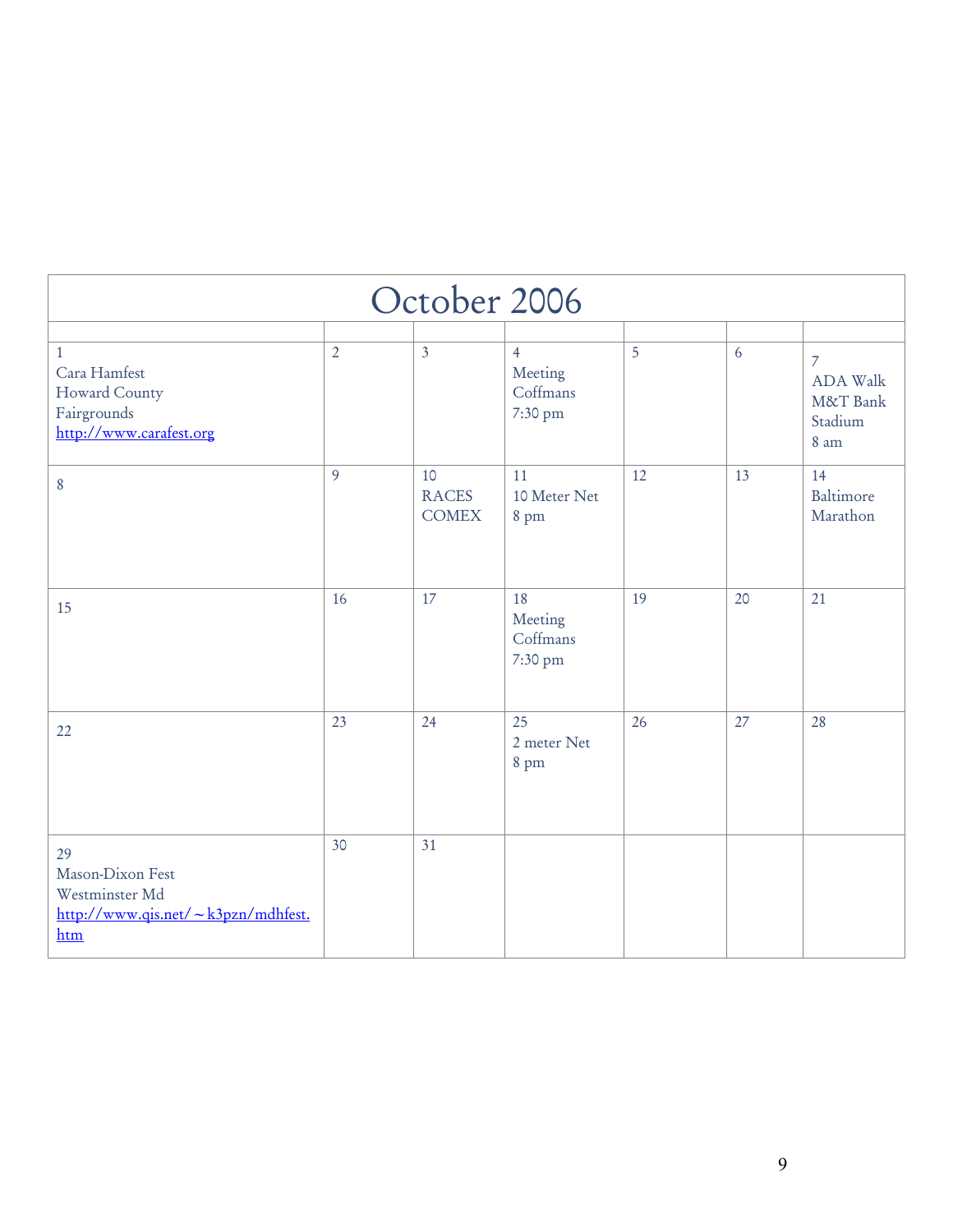# October 2006

| | | | | | | |
|---|---|---|---|---|---|---|
| 1 Cara Hamfest Howard County Fairgrounds http://www.carafest.org | 2 | 3 | 4 Meeting Coffmans 7:30 pm | 5 | 6 | 7 ADA Walk M&T Bank Stadium 8 am |
| 8 | 9 | 10 RACES COMEX | 11 10 Meter Net 8 pm | 12 | 13 | 14 Baltimore Marathon |
| 15 | 16 | 17 | 18 Meeting Coffmans 7:30 pm | 19 | 20 | 21 |
| 22 | 23 | 24 | 25 2 meter Net 8 pm | 26 | 27 | 28 |
| 29 Mason-Dixon Fest Westminster Md http://www.qis.net/~k3pzn/mdhfest.htm | 30 | 31 | | | | |